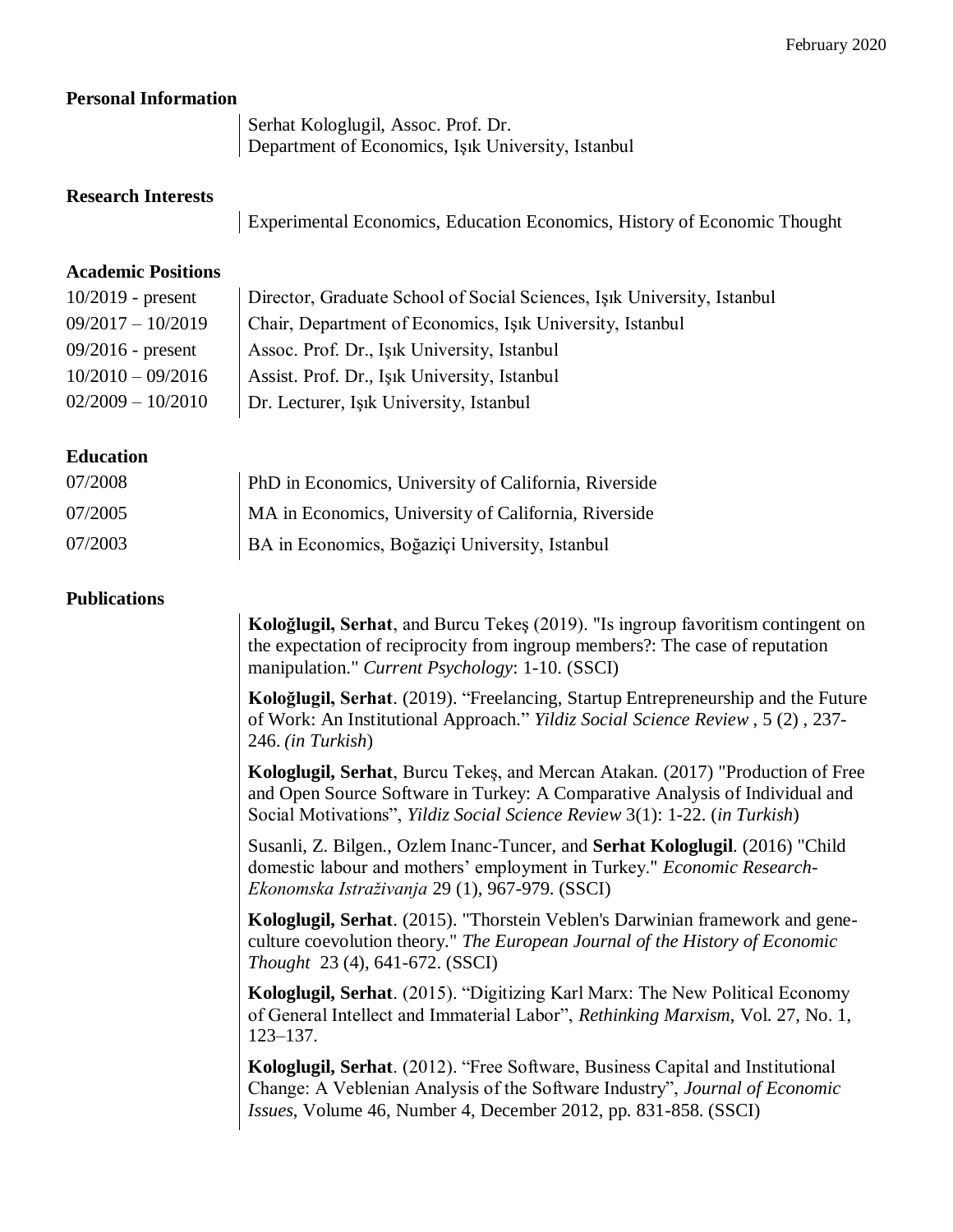February 2020

## Personal Information

Serhat Kologlugil, Assoc. Prof. Dr.
Department of Economics, Işık University, Istanbul

## Research Interests

Experimental Economics, Education Economics, History of Economic Thought

## Academic Positions

| | |
|---|---|
| 10/2019 - present | Director, Graduate School of Social Sciences, Işık University, Istanbul |
| 09/2017 – 10/2019 | Chair, Department of Economics, Işık University, Istanbul |
| 09/2016 - present | Assoc. Prof. Dr., Işık University, Istanbul |
| 10/2010 – 09/2016 | Assist. Prof. Dr., Işık University, Istanbul |
| 02/2009 – 10/2010 | Dr. Lecturer, Işık University, Istanbul |

## Education

| | |
|---|---|
| 07/2008 | PhD in Economics, University of California, Riverside |
| 07/2005 | MA in Economics, University of California, Riverside |
| 07/2003 | BA in Economics, Boğaziçi University, Istanbul |

## Publications

**Koloğlugil, Serhat**, and Burcu Tekeş (2019). "Is ingroup favoritism contingent on the expectation of reciprocity from ingroup members?: The case of reputation manipulation." *Current Psychology*: 1-10. (SSCI)

**Koloğlugil, Serhat**. (2019). "Freelancing, Startup Entrepreneurship and the Future of Work: An Institutional Approach." *Yildiz Social Science Review* , 5 (2) , 237-246. *(in Turkish)*

**Kologlugil, Serhat**, Burcu Tekeş, and Mercan Atakan. (2017) "Production of Free and Open Source Software in Turkey: A Comparative Analysis of Individual and Social Motivations", *Yildiz Social Science Review* 3(1): 1-22. (*in Turkish*)

Susanli, Z. Bilgen., Ozlem Inanc-Tuncer, and **Serhat Kologlugil**. (2016) "Child domestic labour and mothers' employment in Turkey." *Economic Research-Ekonomska Istraživanja* 29 (1), 967-979. (SSCI)

**Kologlugil, Serhat**. (2015). "Thorstein Veblen's Darwinian framework and gene-culture coevolution theory." *The European Journal of the History of Economic Thought* 23 (4), 641-672. (SSCI)

**Kologlugil, Serhat**. (2015). "Digitizing Karl Marx: The New Political Economy of General Intellect and Immaterial Labor", *Rethinking Marxism*, Vol. 27, No. 1, 123–137.

**Kologlugil, Serhat**. (2012). "Free Software, Business Capital and Institutional Change: A Veblenian Analysis of the Software Industry", *Journal of Economic Issues*, Volume 46, Number 4, December 2012, pp. 831-858. (SSCI)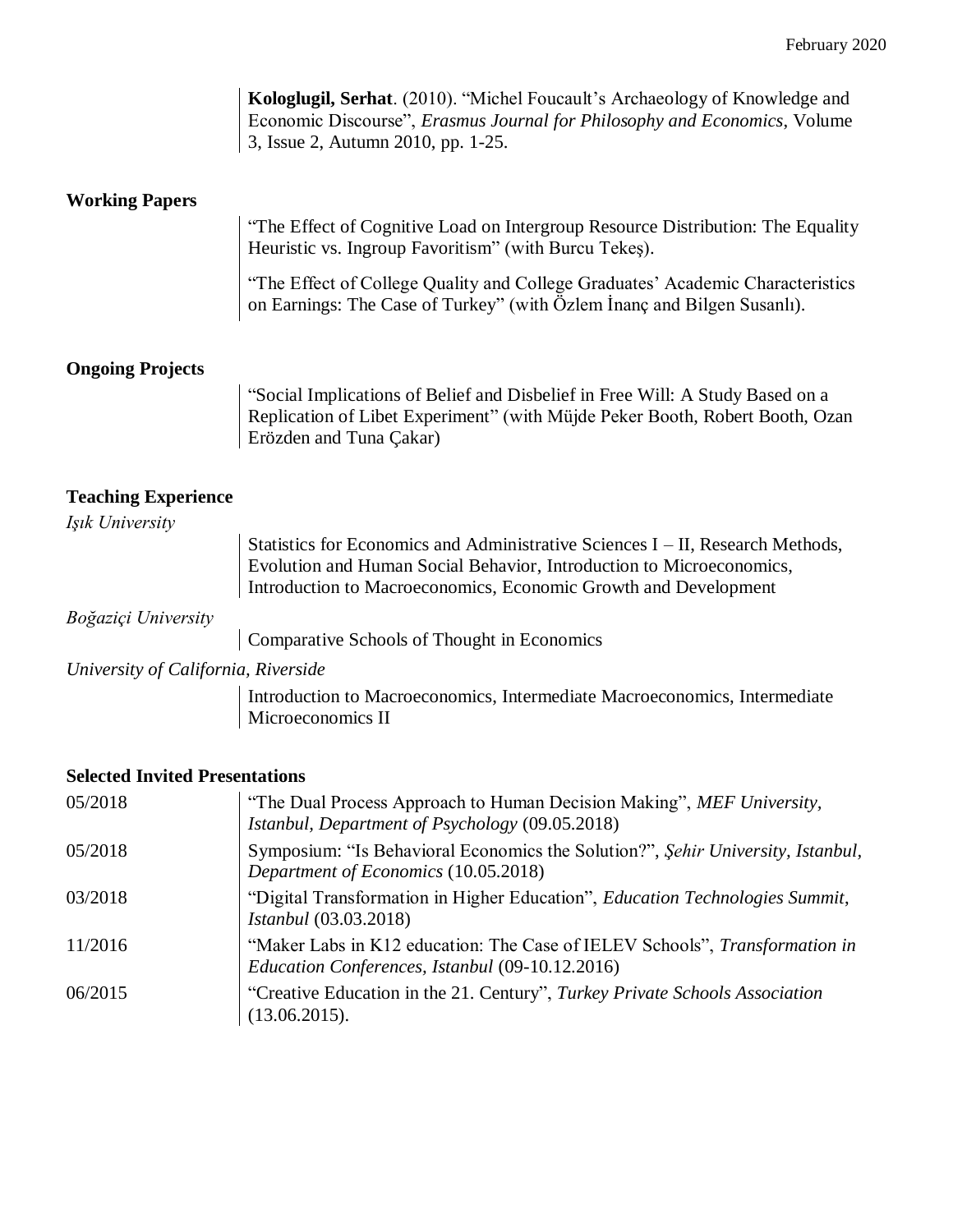**Kologlugil, Serhat**. (2010). "Michel Foucault's Archaeology of Knowledge and Economic Discourse", *Erasmus Journal for Philosophy and Economics*, Volume 3, Issue 2, Autumn 2010, pp. 1-25.

## Working Papers

"The Effect of Cognitive Load on Intergroup Resource Distribution: The Equality Heuristic vs. Ingroup Favoritism" (with Burcu Tekeş).

"The Effect of College Quality and College Graduates' Academic Characteristics on Earnings: The Case of Turkey" (with Özlem İnanç and Bilgen Susanlı).

## Ongoing Projects

"Social Implications of Belief and Disbelief in Free Will: A Study Based on a Replication of Libet Experiment" (with Müjde Peker Booth, Robert Booth, Ozan Erözden and Tuna Çakar)

## Teaching Experience

*Işık University*

Statistics for Economics and Administrative Sciences I – II, Research Methods, Evolution and Human Social Behavior, Introduction to Microeconomics, Introduction to Macroeconomics, Economic Growth and Development

*Boğaziçi University*

Comparative Schools of Thought in Economics

*University of California, Riverside*

Introduction to Macroeconomics, Intermediate Macroeconomics, Intermediate Microeconomics II

## Selected Invited Presentations

| | |
|---|---|
| 05/2018 | "The Dual Process Approach to Human Decision Making", *MEF University, Istanbul, Department of Psychology* (09.05.2018) |
| 05/2018 | Symposium: "Is Behavioral Economics the Solution?", *Şehir University, Istanbul, Department of Economics* (10.05.2018) |
| 03/2018 | "Digital Transformation in Higher Education", *Education Technologies Summit, Istanbul* (03.03.2018) |
| 11/2016 | "Maker Labs in K12 education: The Case of IELEV Schools", *Transformation in Education Conferences, Istanbul* (09-10.12.2016) |
| 06/2015 | "Creative Education in the 21. Century", *Turkey Private Schools Association* (13.06.2015). |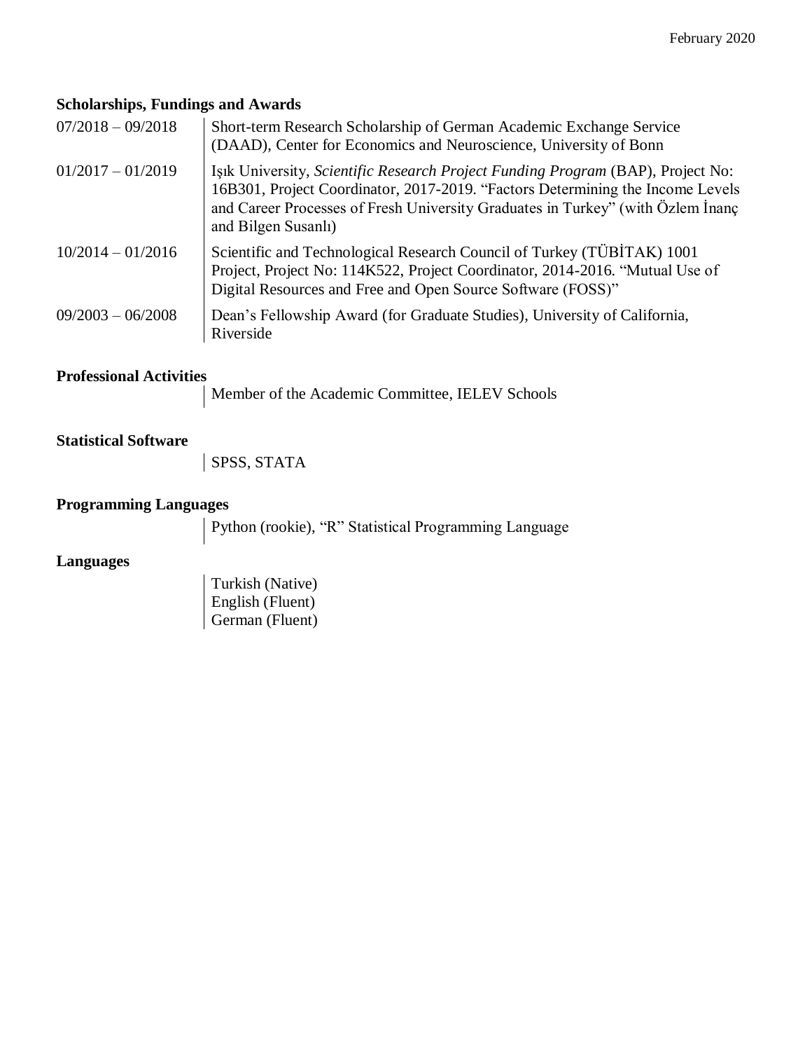## Scholarships, Fundings and Awards

| | |
|---|---|
| 07/2018 – 09/2018 | Short-term Research Scholarship of German Academic Exchange Service (DAAD), Center for Economics and Neuroscience, University of Bonn |
| 01/2017 – 01/2019 | Işık University, *Scientific Research Project Funding Program* (BAP), Project No: 16B301, Project Coordinator, 2017-2019. “Factors Determining the Income Levels and Career Processes of Fresh University Graduates in Turkey” (with Özlem İnanç and Bilgen Susanlı) |
| 10/2014 – 01/2016 | Scientific and Technological Research Council of Turkey (TÜBİTAK) 1001 Project, Project No: 114K522, Project Coordinator, 2014-2016. “Mutual Use of Digital Resources and Free and Open Source Software (FOSS)” |
| 09/2003 – 06/2008 | Dean’s Fellowship Award (for Graduate Studies), University of California, Riverside |

## Professional Activities

Member of the Academic Committee, IELEV Schools

## Statistical Software

SPSS, STATA

## Programming Languages

Python (rookie), “R” Statistical Programming Language

## Languages

Turkish (Native)
English (Fluent)
German (Fluent)